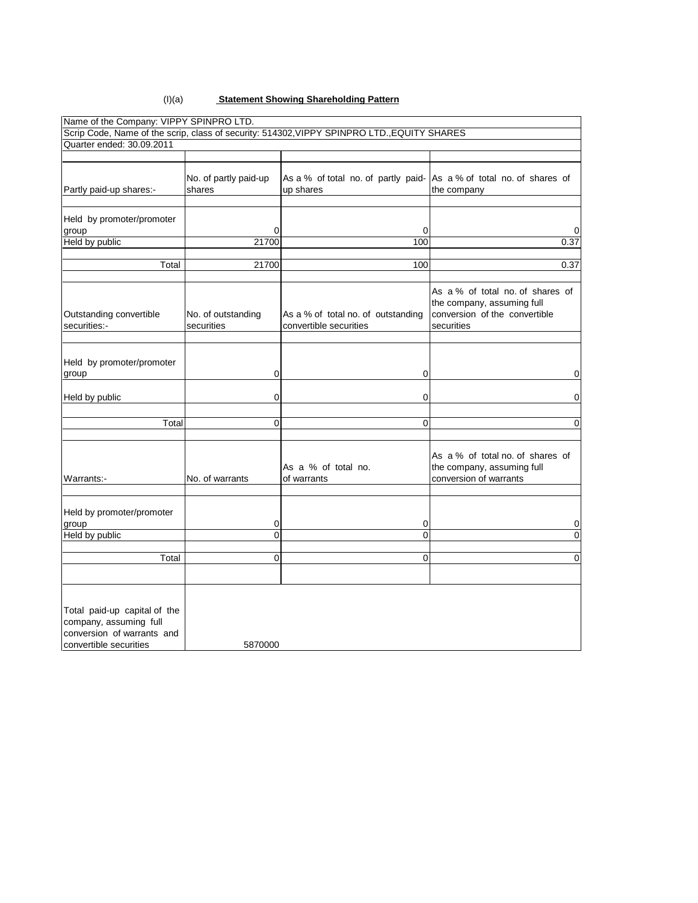(I)(a) **Statement Showing Shareholding Pattern**

| Name of the Company: VIPPY SPINPRO LTD. | | | |
|---|---|---|---|
| Scrip Code, Name of the scrip, class of security: 514302,VIPPY SPINPRO LTD.,EQUITY SHARES | | | |
| Quarter ended: 30.09.2011 | | | |
| Partly paid-up shares:- | No. of partly paid-up shares | As a % of total no. of partly paid-up shares | As a % of total no. of shares of the company |
| Held by promoter/promoter group | 0 | 0 | 0 |
| Held by public | 21700 | 100 | 0.37 |
| Total | 21700 | 100 | 0.37 |
| Outstanding convertible securities:- | No. of outstanding securities | As a % of total no. of outstanding convertible securities | As a % of total no. of shares of the company, assuming full conversion of the convertible securities |
| Held by promoter/promoter group | 0 | 0 | 0 |
| Held by public | 0 | 0 | 0 |
| Total | 0 | 0 | 0 |
| Warrants:- | No. of warrants | As a % of total no. of warrants | As a % of total no. of shares of the company, assuming full conversion of warrants |
| Held by promoter/promoter group | 0 | 0 | 0 |
| Held by public | 0 | 0 | 0 |
| Total | 0 | 0 | 0 |
| Total paid-up capital of the company, assuming full conversion of warrants and convertible securities | 5870000 | | |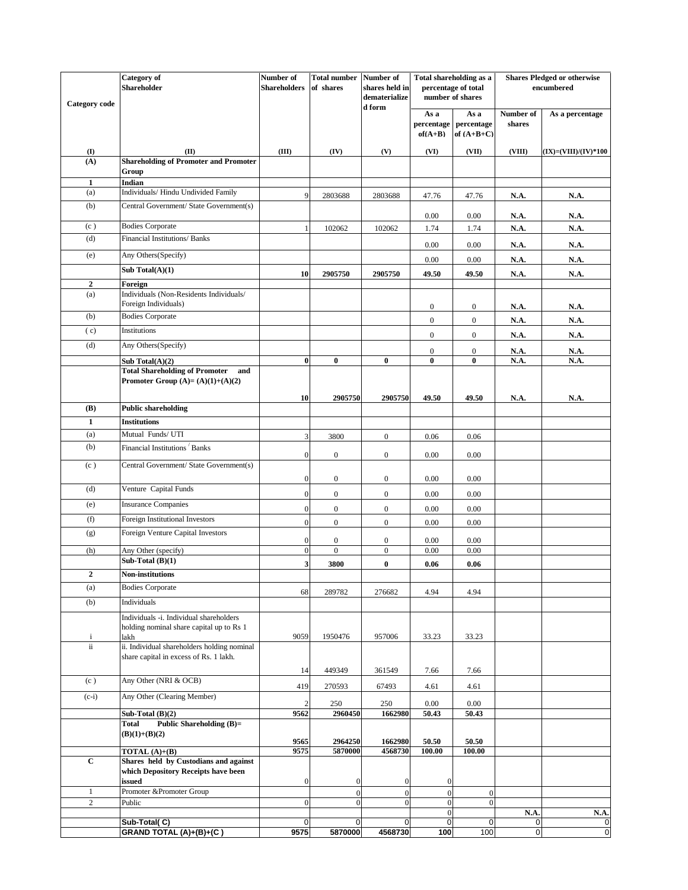| Category code | Category of Shareholder | Number of Shareholders | Total number of shares | Number of shares held in dematerialized form | Total shareholding as a percentage of total number of shares | | Shares Pledged or otherwise encumbered | |
|---|---|---|---|---|---|---|---|---|
| | | | | | As a percentage of(A+B) | As a percentage of (A+B+C) | Number of shares | As a percentage |
| (I) | (II) | (III) | (IV) | (V) | (VI) | (VII) | (VIII) | (IX)=(VIII)/(IV)*100 |
| **(A)** | **Shareholding of Promoter and Promoter Group** | | | | | | | |
| **1** | **Indian** | | | | | | | |
| (a) | Individuals/ Hindu Undivided Family | 9 | 2803688 | 2803688 | 47.76 | 47.76 | **N.A.** | **N.A.** |
| (b) | Central Government/ State Government(s) | | | | 0.00 | 0.00 | **N.A.** | **N.A.** |
| (c ) | Bodies Corporate | 1 | 102062 | 102062 | 1.74 | 1.74 | **N.A.** | **N.A.** |
| (d) | Financial Institutions/ Banks | | | | 0.00 | 0.00 | **N.A.** | **N.A.** |
| (e) | Any Others(Specify) | | | | 0.00 | 0.00 | **N.A.** | **N.A.** |
| | **Sub Total(A)(1)** | **10** | **2905750** | **2905750** | **49.50** | **49.50** | **N.A.** | **N.A.** |
| **2** | **Foreign** | | | | | | | |
| (a) | Individuals (Non-Residents Individuals/ Foreign Individuals) | | | | 0 | 0 | **N.A.** | **N.A.** |
| (b) | Bodies Corporate | | | | 0 | 0 | **N.A.** | **N.A.** |
| ( c) | Institutions | | | | 0 | 0 | **N.A.** | **N.A.** |
| (d) | Any Others(Specify) | | | | 0 | 0 | **N.A.** | **N.A.** |
| | **Sub Total(A)(2)** | **0** | **0** | **0** | **0** | **0** | **N.A.** | **N.A.** |
| | **Total Shareholding of Promoter and Promoter Group (A)= (A)(1)+(A)(2)** | **10** | **2905750** | **2905750** | **49.50** | **49.50** | **N.A.** | **N.A.** |
| **(B)** | **Public shareholding** | | | | | | | |
| **1** | **Institutions** | | | | | | | |
| (a) | Mutual Funds/ UTI | 3 | 3800 | 0 | 0.06 | 0.06 | | |
| (b) | Financial Institutions / Banks | 0 | 0 | 0 | 0.00 | 0.00 | | |
| (c ) | Central Government/ State Government(s) | 0 | 0 | 0 | 0.00 | 0.00 | | |
| (d) | Venture Capital Funds | 0 | 0 | 0 | 0.00 | 0.00 | | |
| (e) | Insurance Companies | 0 | 0 | 0 | 0.00 | 0.00 | | |
| (f) | Foreign Institutional Investors | 0 | 0 | 0 | 0.00 | 0.00 | | |
| (g) | Foreign Venture Capital Investors | 0 | 0 | 0 | 0.00 | 0.00 | | |
| (h) | Any Other (specify) | 0 | 0 | 0 | 0.00 | 0.00 | | |
| | **Sub-Total (B)(1)** | **3** | **3800** | **0** | **0.06** | **0.06** | | |
| **2** | **Non-institutions** | | | | | | | |
| (a) | Bodies Corporate | 68 | 289782 | 276682 | 4.94 | 4.94 | | |
| (b) | Individuals | | | | | | | |
| i | Individuals -i. Individual shareholders holding nominal share capital up to Rs 1 lakh | 9059 | 1950476 | 957006 | 33.23 | 33.23 | | |
| ii | ii. Individual shareholders holding nominal share capital in excess of Rs. 1 lakh. | 14 | 449349 | 361549 | 7.66 | 7.66 | | |
| (c ) | Any Other (NRI & OCB) | 419 | 270593 | 67493 | 4.61 | 4.61 | | |
| (c-i) | Any Other (Clearing Member) | 2 | 250 | 250 | 0.00 | 0.00 | | |
| | **Sub-Total (B)(2)** | **9562** | **2960450** | **1662980** | **50.43** | **50.43** | | |
| | **Total Public Shareholding (B)= (B)(1)+(B)(2)** | **9565** | **2964250** | **1662980** | **50.50** | **50.50** | | |
| | **TOTAL (A)+(B)** | **9575** | **5870000** | **4568730** | **100.00** | **100.00** | | |
| **C** | **Shares held by Custodians and against which Depository Receipts have been issued** | 0 | 0 | 0 | 0 | | | |
| 1 | Promoter &Promoter Group | | 0 | 0 | 0 | 0 | | |
| 2 | Public | 0 | 0 | 0 | 0 | 0 | | |
| | | | | | 0 | | **N.A.** | **N.A.** |
| | **Sub-Total( C)** | 0 | 0 | 0 | 0 | 0 | 0 | 0 |
| | **GRAND TOTAL (A)+(B)+(C )** | **9575** | **5870000** | **4568730** | **100** | 100 | 0 | 0 |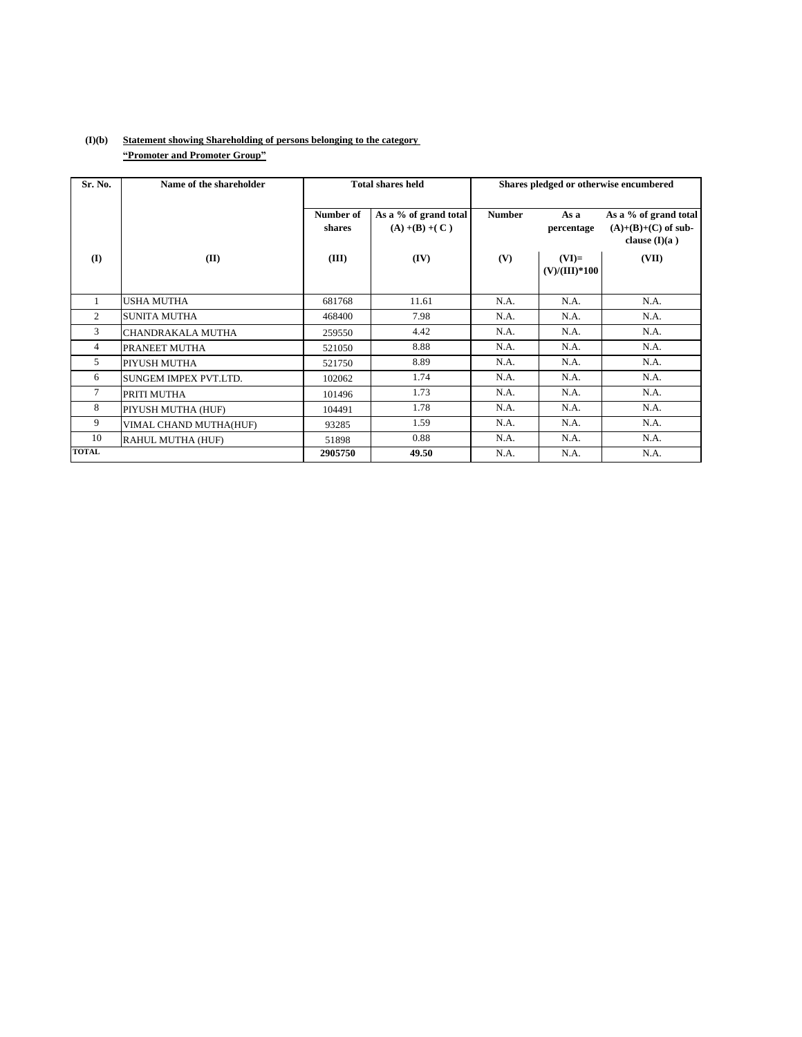**(I)(b)** **<u>Statement showing Shareholding of persons belonging to the category</u>**
**<u>"Promoter and Promoter Group"</u>**

| Sr. No. | Name of the shareholder | Total shares held | | Shares pledged or otherwise encumbered | | |
|---|---|---|---|---|---|---|
| | | Number of shares | As a % of grand total (A) +(B) +( C ) | Number | As a percentage | As a % of grand total (A)+(B)+(C) of sub-clause (I)(a ) |
| (I) | (II) | (III) | (IV) | (V) | (VI)= (V)/(III)*100 | (VII) |
| 1 | USHA MUTHA | 681768 | 11.61 | N.A. | N.A. | N.A. |
| 2 | SUNITA MUTHA | 468400 | 7.98 | N.A. | N.A. | N.A. |
| 3 | CHANDRAKALA MUTHA | 259550 | 4.42 | N.A. | N.A. | N.A. |
| 4 | PRANEET MUTHA | 521050 | 8.88 | N.A. | N.A. | N.A. |
| 5 | PIYUSH MUTHA | 521750 | 8.89 | N.A. | N.A. | N.A. |
| 6 | SUNGEM IMPEX PVT.LTD. | 102062 | 1.74 | N.A. | N.A. | N.A. |
| 7 | PRITI MUTHA | 101496 | 1.73 | N.A. | N.A. | N.A. |
| 8 | PIYUSH MUTHA (HUF) | 104491 | 1.78 | N.A. | N.A. | N.A. |
| 9 | VIMAL CHAND MUTHA(HUF) | 93285 | 1.59 | N.A. | N.A. | N.A. |
| 10 | RAHUL MUTHA (HUF) | 51898 | 0.88 | N.A. | N.A. | N.A. |
| **TOTAL** | | **2905750** | **49.50** | N.A. | N.A. | N.A. |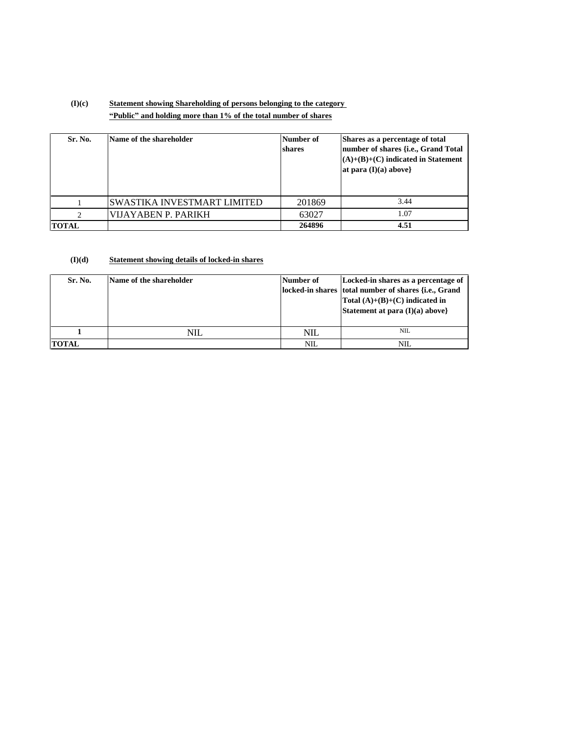**(I)(c)** **Statement showing Shareholding of persons belonging to the category "Public" and holding more than 1% of the total number of shares**

| Sr. No. | Name of the shareholder | Number of shares | Shares as a percentage of total number of shares {i.e., Grand Total (A)+(B)+(C) indicated in Statement at para (I)(a) above} |
|---|---|---|---|
| 1 | SWASTIKA INVESTMART LIMITED | 201869 | 3.44 |
| 2 | VIJAYABEN P. PARIKH | 63027 | 1.07 |
| **TOTAL** | | **264896** | **4.51** |

**(I)(d)** **Statement showing details of locked-in shares**

| Sr. No. | Name of the shareholder | Number of locked-in shares | Locked-in shares as a percentage of total number of shares {i.e., Grand Total (A)+(B)+(C) indicated in Statement at para (I)(a) above} |
|---|---|---|---|
| **1** | NIL | NIL | NIL |
| **TOTAL** | | NIL | NIL |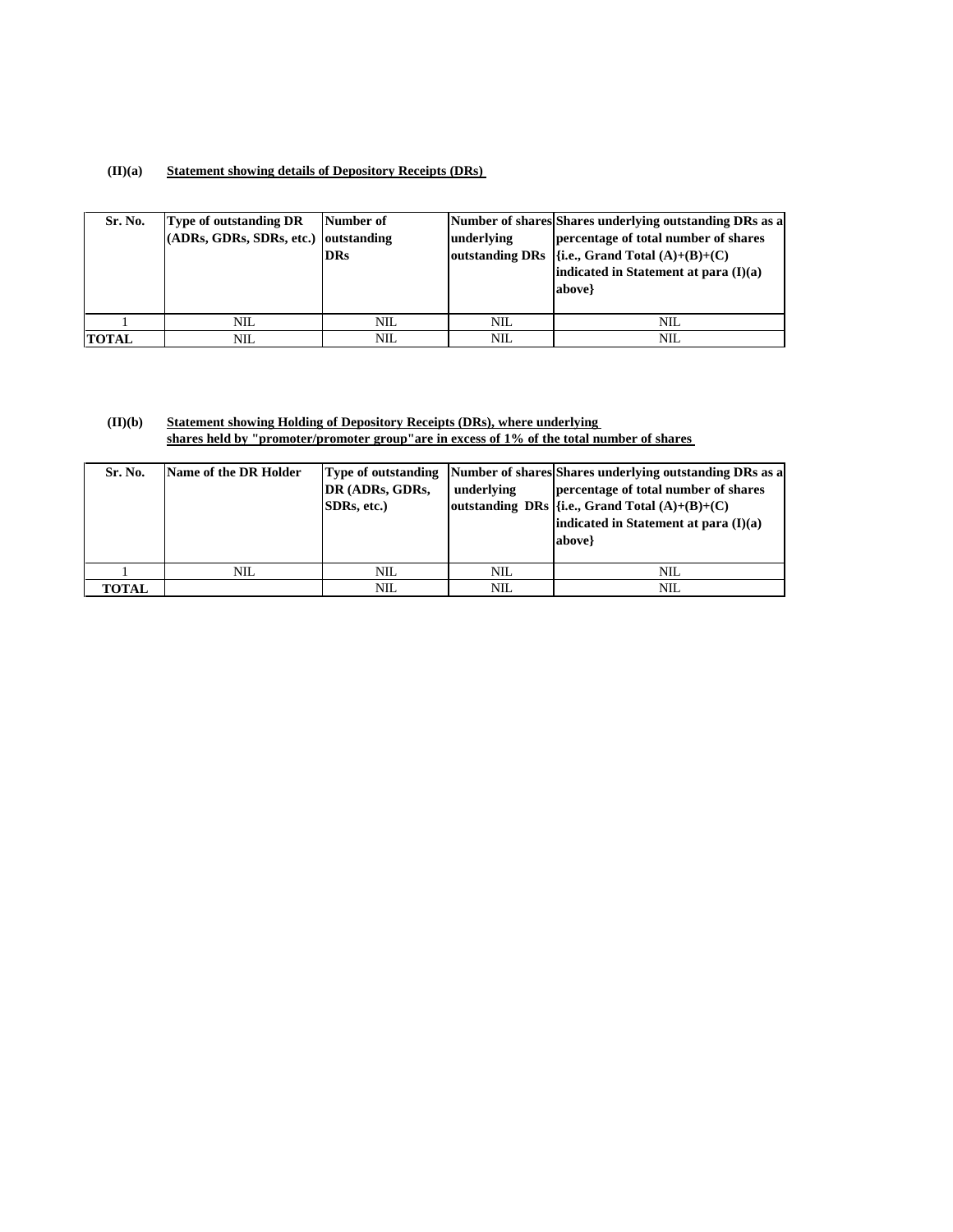**(II)(a)** **Statement showing details of Depository Receipts (DRs)**

| Sr. No. | Type of outstanding DR (ADRs, GDRs, SDRs, etc.) | Number of outstanding DRs | Number of shares underlying outstanding DRs | Shares underlying outstanding DRs as a percentage of total number of shares {i.e., Grand Total (A)+(B)+(C) indicated in Statement at para (I)(a) above} |
|---|---|---|---|---|
| 1 | NIL | NIL | NIL | NIL |
| TOTAL | NIL | NIL | NIL | NIL |

**(II)(b)** **Statement showing Holding of Depository Receipts (DRs), where underlying shares held by "promoter/promoter group"are in excess of 1% of the total number of shares**

| Sr. No. | Name of the DR Holder | Type of outstanding DR (ADRs, GDRs, SDRs, etc.) | Number of shares underlying outstanding DRs | Shares underlying outstanding DRs as a percentage of total number of shares {i.e., Grand Total (A)+(B)+(C) indicated in Statement at para (I)(a) above} |
|---|---|---|---|---|
| 1 | NIL | NIL | NIL | NIL |
| TOTAL | | NIL | NIL | NIL |